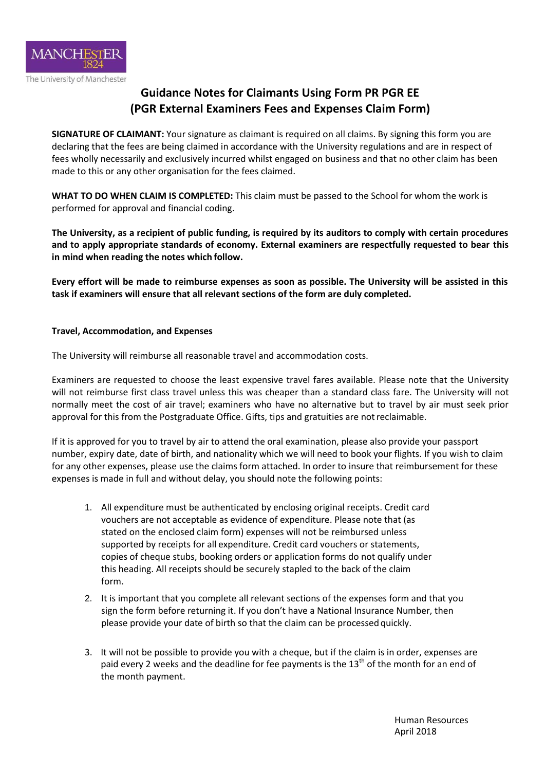MANCHESTER 1824

The University of Manchester

# Guidance Notes for Claimants Using Form PR PGR EE (PGR External Examiners Fees and Expenses Claim Form)

**SIGNATURE OF CLAIMANT:** Your signature as claimant is required on all claims. By signing this form you are declaring that the fees are being claimed in accordance with the University regulations and are in respect of fees wholly necessarily and exclusively incurred whilst engaged on business and that no other claim has been made to this or any other organisation for the fees claimed.

**WHAT TO DO WHEN CLAIM IS COMPLETED:** This claim must be passed to the School for whom the work is performed for approval and financial coding.

**The University, as a recipient of public funding, is required by its auditors to comply with certain procedures and to apply appropriate standards of economy. External examiners are respectfully requested to bear this in mind when reading the notes which follow.**

**Every effort will be made to reimburse expenses as soon as possible. The University will be assisted in this task if examiners will ensure that all relevant sections of the form are duly completed.**

### Travel, Accommodation, and Expenses

The University will reimburse all reasonable travel and accommodation costs.

Examiners are requested to choose the least expensive travel fares available. Please note that the University will not reimburse first class travel unless this was cheaper than a standard class fare. The University will not normally meet the cost of air travel; examiners who have no alternative but to travel by air must seek prior approval for this from the Postgraduate Office. Gifts, tips and gratuities are not reclaimable.

If it is approved for you to travel by air to attend the oral examination, please also provide your passport number, expiry date, date of birth, and nationality which we will need to book your flights. If you wish to claim for any other expenses, please use the claims form attached. In order to insure that reimbursement for these expenses is made in full and without delay, you should note the following points:

1. All expenditure must be authenticated by enclosing original receipts. Credit card vouchers are not acceptable as evidence of expenditure. Please note that (as stated on the enclosed claim form) expenses will not be reimbursed unless supported by receipts for all expenditure. Credit card vouchers or statements, copies of cheque stubs, booking orders or application forms do not qualify under this heading. All receipts should be securely stapled to the back of the claim form.
2. It is important that you complete all relevant sections of the expenses form and that you sign the form before returning it. If you don't have a National Insurance Number, then please provide your date of birth so that the claim can be processed quickly.
3. It will not be possible to provide you with a cheque, but if the claim is in order, expenses are paid every 2 weeks and the deadline for fee payments is the 13th of the month for an end of the month payment.

Human Resources
April 2018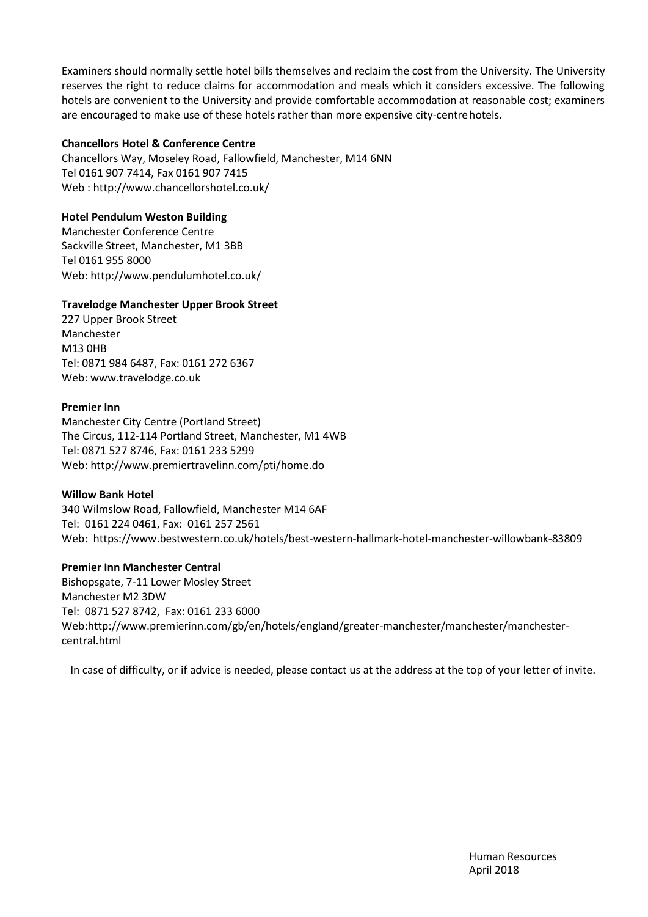Examiners should normally settle hotel bills themselves and reclaim the cost from the University. The University reserves the right to reduce claims for accommodation and meals which it considers excessive. The following hotels are convenient to the University and provide comfortable accommodation at reasonable cost; examiners are encouraged to make use of these hotels rather than more expensive city-centre hotels.

**Chancellors Hotel & Conference Centre**
Chancellors Way, Moseley Road, Fallowfield, Manchester, M14 6NN
Tel 0161 907 7414, Fax 0161 907 7415
Web : http://www.chancellorshotel.co.uk/

**Hotel Pendulum Weston Building**
Manchester Conference Centre
Sackville Street, Manchester, M1 3BB
Tel 0161 955 8000
Web: http://www.pendulumhotel.co.uk/

**Travelodge Manchester Upper Brook Street**
227 Upper Brook Street
Manchester
M13 0HB
Tel: 0871 984 6487, Fax: 0161 272 6367
Web: www.travelodge.co.uk

**Premier Inn**
Manchester City Centre (Portland Street)
The Circus, 112-114 Portland Street, Manchester, M1 4WB
Tel: 0871 527 8746, Fax: 0161 233 5299
Web: http://www.premiertravelinn.com/pti/home.do

**Willow Bank Hotel**
340 Wilmslow Road, Fallowfield, Manchester M14 6AF
Tel: 0161 224 0461, Fax: 0161 257 2561
Web: https://www.bestwestern.co.uk/hotels/best-western-hallmark-hotel-manchester-willowbank-83809

**Premier Inn Manchester Central**
Bishopsgate, 7-11 Lower Mosley Street
Manchester M2 3DW
Tel: 0871 527 8742, Fax: 0161 233 6000
Web:http://www.premierinn.com/gb/en/hotels/england/greater-manchester/manchester/manchester-central.html

In case of difficulty, or if advice is needed, please contact us at the address at the top of your letter of invite.

Human Resources
April 2018